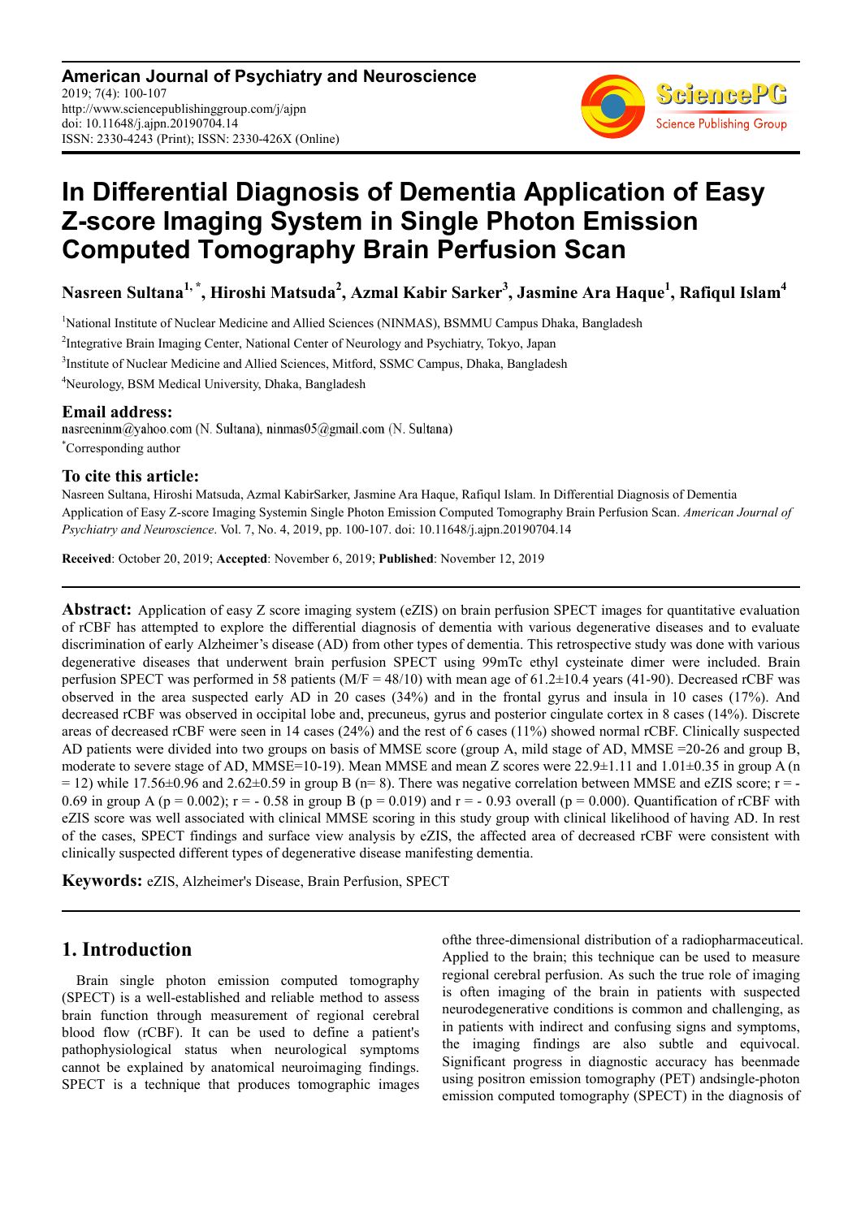**American Journal of Psychiatry and Neuroscience**
2019; 7(4): 100-107
http://www.sciencepublishinggroup.com/j/ajpn
doi: 10.11648/j.ajpn.20190704.14
ISSN: 2330-4243 (Print); ISSN: 2330-426X (Online)

# In Differential Diagnosis of Dementia Application of Easy Z-score Imaging System in Single Photon Emission Computed Tomography Brain Perfusion Scan

**Nasreen Sultana[1, *], Hiroshi Matsuda[2], Azmal Kabir Sarker[3], Jasmine Ara Haque[1], Rafiqul Islam[4]**

[1]National Institute of Nuclear Medicine and Allied Sciences (NINMAS), BSMMU Campus Dhaka, Bangladesh

[2]Integrative Brain Imaging Center, National Center of Neurology and Psychiatry, Tokyo, Japan

[3]Institute of Nuclear Medicine and Allied Sciences, Mitford, SSMC Campus, Dhaka, Bangladesh

[4]Neurology, BSM Medical University, Dhaka, Bangladesh

**Email address:**

nasreeninm@yahoo.com (N. Sultana), ninmas05@gmail.com (N. Sultana)

*Corresponding author

**To cite this article:**

Nasreen Sultana, Hiroshi Matsuda, Azmal KabirSarker, Jasmine Ara Haque, Rafiqul Islam. In Differential Diagnosis of Dementia Application of Easy Z-score Imaging Systemin Single Photon Emission Computed Tomography Brain Perfusion Scan. *American Journal of Psychiatry and Neuroscience*. Vol. 7, No. 4, 2019, pp. 100-107. doi: 10.11648/j.ajpn.20190704.14

**Received**: October 20, 2019; **Accepted**: November 6, 2019; **Published**: November 12, 2019

---

**Abstract:** Application of easy Z score imaging system (eZIS) on brain perfusion SPECT images for quantitative evaluation of rCBF has attempted to explore the differential diagnosis of dementia with various degenerative diseases and to evaluate discrimination of early Alzheimer's disease (AD) from other types of dementia. This retrospective study was done with various degenerative diseases that underwent brain perfusion SPECT using 99mTc ethyl cysteinate dimer were included. Brain perfusion SPECT was performed in 58 patients (M/F = 48/10) with mean age of 61.2±10.4 years (41-90). Decreased rCBF was observed in the area suspected early AD in 20 cases (34%) and in the frontal gyrus and insula in 10 cases (17%). And decreased rCBF was observed in occipital lobe and, precuneus, gyrus and posterior cingulate cortex in 8 cases (14%). Discrete areas of decreased rCBF were seen in 14 cases (24%) and the rest of 6 cases (11%) showed normal rCBF. Clinically suspected AD patients were divided into two groups on basis of MMSE score (group A, mild stage of AD, MMSE =20-26 and group B, moderate to severe stage of AD, MMSE=10-19). Mean MMSE and mean Z scores were 22.9±1.11 and 1.01±0.35 in group A (n = 12) while 17.56±0.96 and 2.62±0.59 in group B (n= 8). There was negative correlation between MMSE and eZIS score; r = - 0.69 in group A (p = 0.002); r = - 0.58 in group B (p = 0.019) and r = - 0.93 overall (p = 0.000). Quantification of rCBF with eZIS score was well associated with clinical MMSE scoring in this study group with clinical likelihood of having AD. In rest of the cases, SPECT findings and surface view analysis by eZIS, the affected area of decreased rCBF were consistent with clinically suspected different types of degenerative disease manifesting dementia.

**Keywords:** eZIS, Alzheimer's Disease, Brain Perfusion, SPECT

---

## 1. Introduction

Brain single photon emission computed tomography (SPECT) is a well-established and reliable method to assess brain function through measurement of regional cerebral blood flow (rCBF). It can be used to define a patient's pathophysiological status when neurological symptoms cannot be explained by anatomical neuroimaging findings. SPECT is a technique that produces tomographic images ofthe three-dimensional distribution of a radiopharmaceutical. Applied to the brain; this technique can be used to measure regional cerebral perfusion. As such the true role of imaging is often imaging of the brain in patients with suspected neurodegenerative conditions is common and challenging, as in patients with indirect and confusing signs and symptoms, the imaging findings are also subtle and equivocal. Significant progress in diagnostic accuracy has beenmade using positron emission tomography (PET) andsingle-photon emission computed tomography (SPECT) in the diagnosis of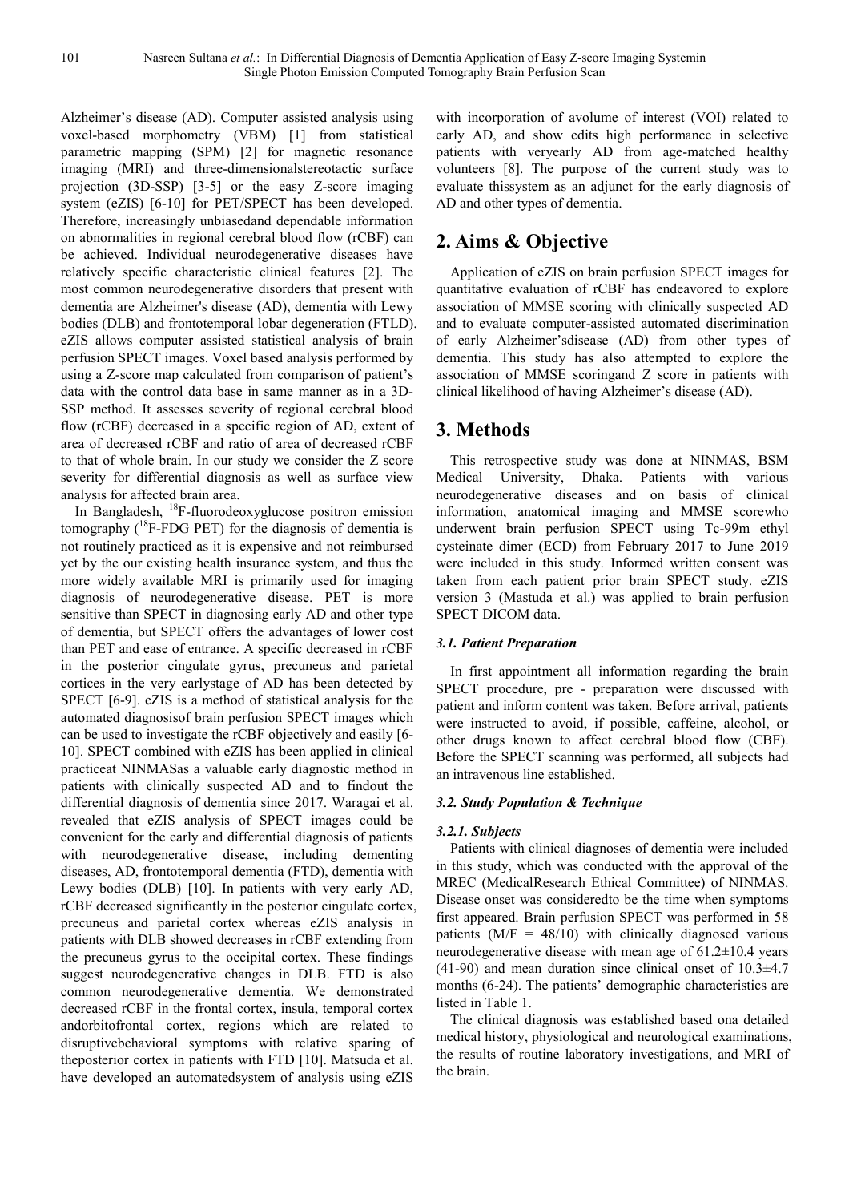Alzheimer's disease (AD). Computer assisted analysis using voxel-based morphometry (VBM) [1] from statistical parametric mapping (SPM) [2] for magnetic resonance imaging (MRI) and three-dimensionalstereotactic surface projection (3D-SSP) [3-5] or the easy Z-score imaging system (eZIS) [6-10] for PET/SPECT has been developed. Therefore, increasingly unbiasedand dependable information on abnormalities in regional cerebral blood flow (rCBF) can be achieved. Individual neurodegenerative diseases have relatively specific characteristic clinical features [2]. The most common neurodegenerative disorders that present with dementia are Alzheimer's disease (AD), dementia with Lewy bodies (DLB) and frontotemporal lobar degeneration (FTLD). eZIS allows computer assisted statistical analysis of brain perfusion SPECT images. Voxel based analysis performed by using a Z-score map calculated from comparison of patient's data with the control data base in same manner as in a 3D-SSP method. It assesses severity of regional cerebral blood flow (rCBF) decreased in a specific region of AD, extent of area of decreased rCBF and ratio of area of decreased rCBF to that of whole brain. In our study we consider the Z score severity for differential diagnosis as well as surface view analysis for affected brain area.

In Bangladesh, $^{18}$F-fluorodeoxyglucose positron emission tomography ($^{18}$F-FDG PET) for the diagnosis of dementia is not routinely practiced as it is expensive and not reimbursed yet by the our existing health insurance system, and thus the more widely available MRI is primarily used for imaging diagnosis of neurodegenerative disease. PET is more sensitive than SPECT in diagnosing early AD and other type of dementia, but SPECT offers the advantages of lower cost than PET and ease of entrance. A specific decreased in rCBF in the posterior cingulate gyrus, precuneus and parietal cortices in the very earlystage of AD has been detected by SPECT [6-9]. eZIS is a method of statistical analysis for the automated diagnosisof brain perfusion SPECT images which can be used to investigate the rCBF objectively and easily [6-10]. SPECT combined with eZIS has been applied in clinical practiceat NINMASas a valuable early diagnostic method in patients with clinically suspected AD and to findout the differential diagnosis of dementia since 2017. Waragai et al. revealed that eZIS analysis of SPECT images could be convenient for the early and differential diagnosis of patients with neurodegenerative disease, including dementing diseases, AD, frontotemporal dementia (FTD), dementia with Lewy bodies (DLB) [10]. In patients with very early AD, rCBF decreased significantly in the posterior cingulate cortex, precuneus and parietal cortex whereas eZIS analysis in patients with DLB showed decreases in rCBF extending from the precuneus gyrus to the occipital cortex. These findings suggest neurodegenerative changes in DLB. FTD is also common neurodegenerative dementia. We demonstrated decreased rCBF in the frontal cortex, insula, temporal cortex andorbitofrontal cortex, regions which are related to disruptivebehavioral symptoms with relative sparing of theposterior cortex in patients with FTD [10]. Matsuda et al. have developed an automatedsystem of analysis using eZIS with incorporation of avolume of interest (VOI) related to early AD, and show edits high performance in selective patients with veryearly AD from age-matched healthy volunteers [8]. The purpose of the current study was to evaluate thissystem as an adjunct for the early diagnosis of AD and other types of dementia.

## 2. Aims & Objective

Application of eZIS on brain perfusion SPECT images for quantitative evaluation of rCBF has endeavored to explore association of MMSE scoring with clinically suspected AD and to evaluate computer-assisted automated discrimination of early Alzheimer'sdisease (AD) from other types of dementia. This study has also attempted to explore the association of MMSE scoringand Z score in patients with clinical likelihood of having Alzheimer's disease (AD).

## 3. Methods

This retrospective study was done at NINMAS, BSM Medical University, Dhaka. Patients with various neurodegenerative diseases and on basis of clinical information, anatomical imaging and MMSE scorewho underwent brain perfusion SPECT using Tc-99m ethyl cysteinate dimer (ECD) from February 2017 to June 2019 were included in this study. Informed written consent was taken from each patient prior brain SPECT study. eZIS version 3 (Mastuda et al.) was applied to brain perfusion SPECT DICOM data.

### *3.1. Patient Preparation*

In first appointment all information regarding the brain SPECT procedure, pre - preparation were discussed with patient and inform content was taken. Before arrival, patients were instructed to avoid, if possible, caffeine, alcohol, or other drugs known to affect cerebral blood flow (CBF). Before the SPECT scanning was performed, all subjects had an intravenous line established.

### *3.2. Study Population & Technique*

#### *3.2.1. Subjects*

Patients with clinical diagnoses of dementia were included in this study, which was conducted with the approval of the MREC (MedicalResearch Ethical Committee) of NINMAS. Disease onset was consideredto be the time when symptoms first appeared. Brain perfusion SPECT was performed in 58 patients (M/F = 48/10) with clinically diagnosed various neurodegenerative disease with mean age of 61.2±10.4 years (41-90) and mean duration since clinical onset of 10.3±4.7 months (6-24). The patients' demographic characteristics are listed in Table 1.

The clinical diagnosis was established based ona detailed medical history, physiological and neurological examinations, the results of routine laboratory investigations, and MRI of the brain.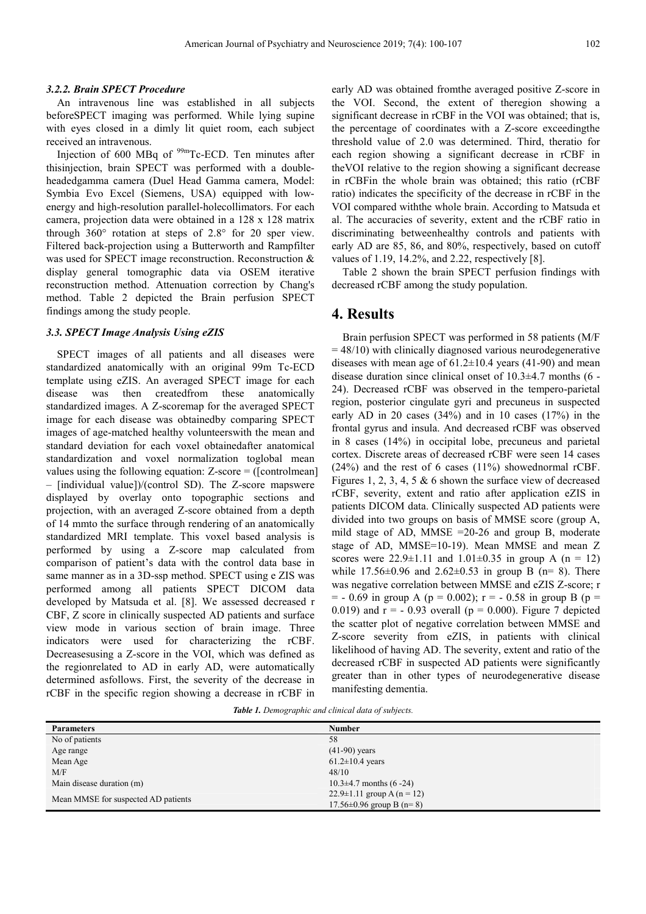#### 3.2.2. Brain SPECT Procedure

An intravenous line was established in all subjects beforeSPECT imaging was performed. While lying supine with eyes closed in a dimly lit quiet room, each subject received an intravenous.

Injection of 600 MBq of $^{99m}$Tc-ECD. Ten minutes after thisinjection, brain SPECT was performed with a double-headedgamma camera (Duel Head Gamma camera, Model: Symbia Evo Excel (Siemens, USA) equipped with low-energy and high-resolution parallel-holecollimators. For each camera, projection data were obtained in a 128 x 128 matrix through 360° rotation at steps of 2.8° for 20 sper view. Filtered back-projection using a Butterworth and Rampfilter was used for SPECT image reconstruction. Reconstruction & display general tomographic data via OSEM iterative reconstruction method. Attenuation correction by Chang's method. Table 2 depicted the Brain perfusion SPECT findings among the study people.

### 3.3. SPECT Image Analysis Using eZIS

SPECT images of all patients and all diseases were standardized anatomically with an original 99m Tc-ECD template using eZIS. An averaged SPECT image for each disease was then createdfrom these anatomically standardized images. A Z-scoremap for the averaged SPECT image for each disease was obtainedby comparing SPECT images of age-matched healthy volunteerswith the mean and standard deviation for each voxel obtainedafter anatomical standardization and voxel normalization toglobal mean values using the following equation: Z-score = ([controlmean] – [individual value])/(control SD). The Z-score mapswere displayed by overlay onto topographic sections and projection, with an averaged Z-score obtained from a depth of 14 mmto the surface through rendering of an anatomically standardized MRI template. This voxel based analysis is performed by using a Z-score map calculated from comparison of patient's data with the control data base in same manner as in a 3D-ssp method. SPECT using e ZIS was performed among all patients SPECT DICOM data developed by Matsuda et al. [8]. We assessed decreased r CBF, Z score in clinically suspected AD patients and surface view mode in various section of brain image. Three indicators were used for characterizing the rCBF. Decreasesusing a Z-score in the VOI, which was defined as the regionrelated to AD in early AD, were automatically determined asfollows. First, the severity of the decrease in rCBF in the specific region showing a decrease in rCBF in early AD was obtained fromthe averaged positive Z-score in the VOI. Second, the extent of theregion showing a significant decrease in rCBF in the VOI was obtained; that is, the percentage of coordinates with a Z-score exceedingthe threshold value of 2.0 was determined. Third, theratio for each region showing a significant decrease in rCBF in theVOI relative to the region showing a significant decrease in rCBFin the whole brain was obtained; this ratio (rCBF ratio) indicates the specificity of the decrease in rCBF in the VOI compared withthe whole brain. According to Matsuda et al. The accuracies of severity, extent and the rCBF ratio in discriminating betweenhealthy controls and patients with early AD are 85, 86, and 80%, respectively, based on cutoff values of 1.19, 14.2%, and 2.22, respectively [8].

Table 2 shown the brain SPECT perfusion findings with decreased rCBF among the study population.

## 4. Results

Brain perfusion SPECT was performed in 58 patients (M/F = 48/10) with clinically diagnosed various neurodegenerative diseases with mean age of 61.2±10.4 years (41-90) and mean disease duration since clinical onset of 10.3±4.7 months (6 - 24). Decreased rCBF was observed in the tempero-parietal region, posterior cingulate gyri and precuneus in suspected early AD in 20 cases (34%) and in 10 cases (17%) in the frontal gyrus and insula. And decreased rCBF was observed in 8 cases (14%) in occipital lobe, precuneus and parietal cortex. Discrete areas of decreased rCBF were seen 14 cases (24%) and the rest of 6 cases (11%) showednormal rCBF. Figures 1, 2, 3, 4, 5 & 6 shown the surface view of decreased rCBF, severity, extent and ratio after application eZIS in patients DICOM data. Clinically suspected AD patients were divided into two groups on basis of MMSE score (group A, mild stage of AD, MMSE =20-26 and group B, moderate stage of AD, MMSE=10-19). Mean MMSE and mean Z scores were 22.9±1.11 and 1.01±0.35 in group A (n = 12) while 17.56±0.96 and 2.62±0.53 in group B (n= 8). There was negative correlation between MMSE and eZIS Z-score; $r = -0.69$ in group A ($p = 0.002$); $r = -0.58$ in group B ($p = 0.019$) and $r = -0.93$ overall ($p = 0.000$). Figure 7 depicted the scatter plot of negative correlation between MMSE and Z-score severity from eZIS, in patients with clinical likelihood of having AD. The severity, extent and ratio of the decreased rCBF in suspected AD patients were significantly greater than in other types of neurodegenerative disease manifesting dementia.

*Table 1. Demographic and clinical data of subjects.*

| Parameters | Number |
|---|---|
| No of patients | 58 |
| Age range | (41-90) years |
| Mean Age | 61.2±10.4 years |
| M/F | 48/10 |
| Main disease duration (m) | 10.3±4.7 months (6 -24) |
| Mean MMSE for suspected AD patients | 22.9±1.11 group A (n = 12)<br>17.56±0.96 group B (n= 8) |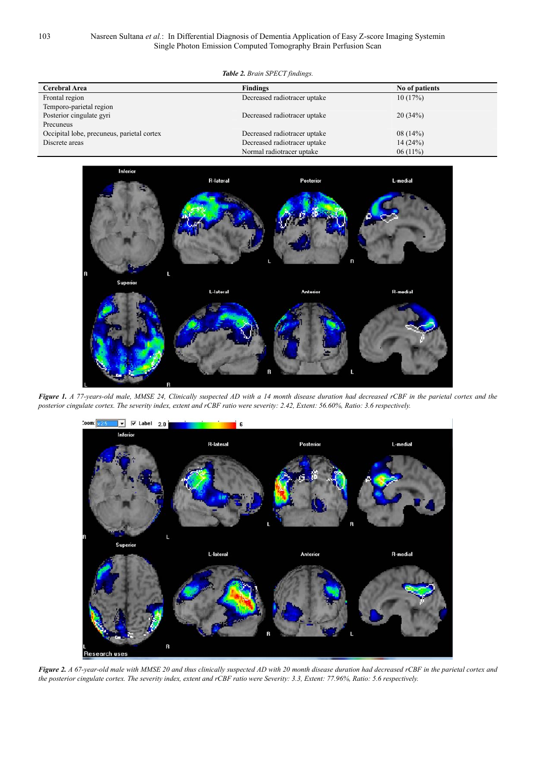*Table 2. Brain SPECT findings.*

| Cerebral Area | Findings | No of patients |
|---|---|---|
| Frontal region | Decreased radiotracer uptake | 10 (17%) |
| Temporo-parietal region<br>Posterior cingulate gyri<br>Precuneus | Decreased radiotracer uptake | 20 (34%) |
| Occipital lobe, precuneus, parietal cortex | Decreased radiotracer uptake | 08 (14%) |
| Discrete areas | Decreased radiotracer uptake | 14 (24%) |
| | Normal radiotracer uptake | 06 (11%) |

***Figure 1.*** *A 77-years-old male, MMSE 24, Clinically suspected AD with a 14 month disease duration had decreased rCBF in the parietal cortex and the posterior cingulate cortex. The severity index, extent and rCBF ratio were severity: 2.42, Extent: 56.60%, Ratio: 3.6 respectively.*

***Figure 2.*** *A 67-year-old male with MMSE 20 and thus clinically suspected AD with 20 month disease duration had decreased rCBF in the parietal cortex and the posterior cingulate cortex. The severity index, extent and rCBF ratio were Severity: 3.3, Extent: 77.96%, Ratio: 5.6 respectively.*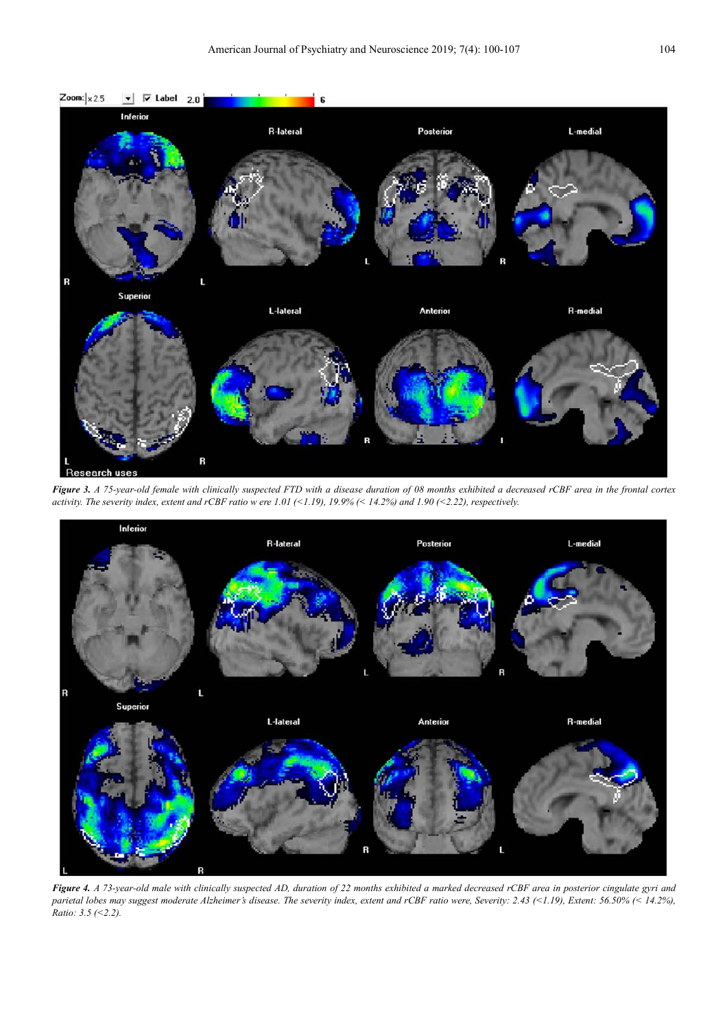*Figure 3. A 75-year-old female with clinically suspected FTD with a disease duration of 08 months exhibited a decreased rCBF area in the frontal cortex activity. The severity index, extent and rCBF ratio w ere 1.01 (<1.19), 19.9% (< 14.2%) and 1.90 (<2.22), respectively.*

*Figure 4. A 73-year-old male with clinically suspected AD, duration of 22 months exhibited a marked decreased rCBF area in posterior cingulate gyri and parietal lobes may suggest moderate Alzheimer's disease. The severity index, extent and rCBF ratio were, Severity: 2.43 (<1.19), Extent: 56.50% (< 14.2%), Ratio: 3.5 (<2.2).*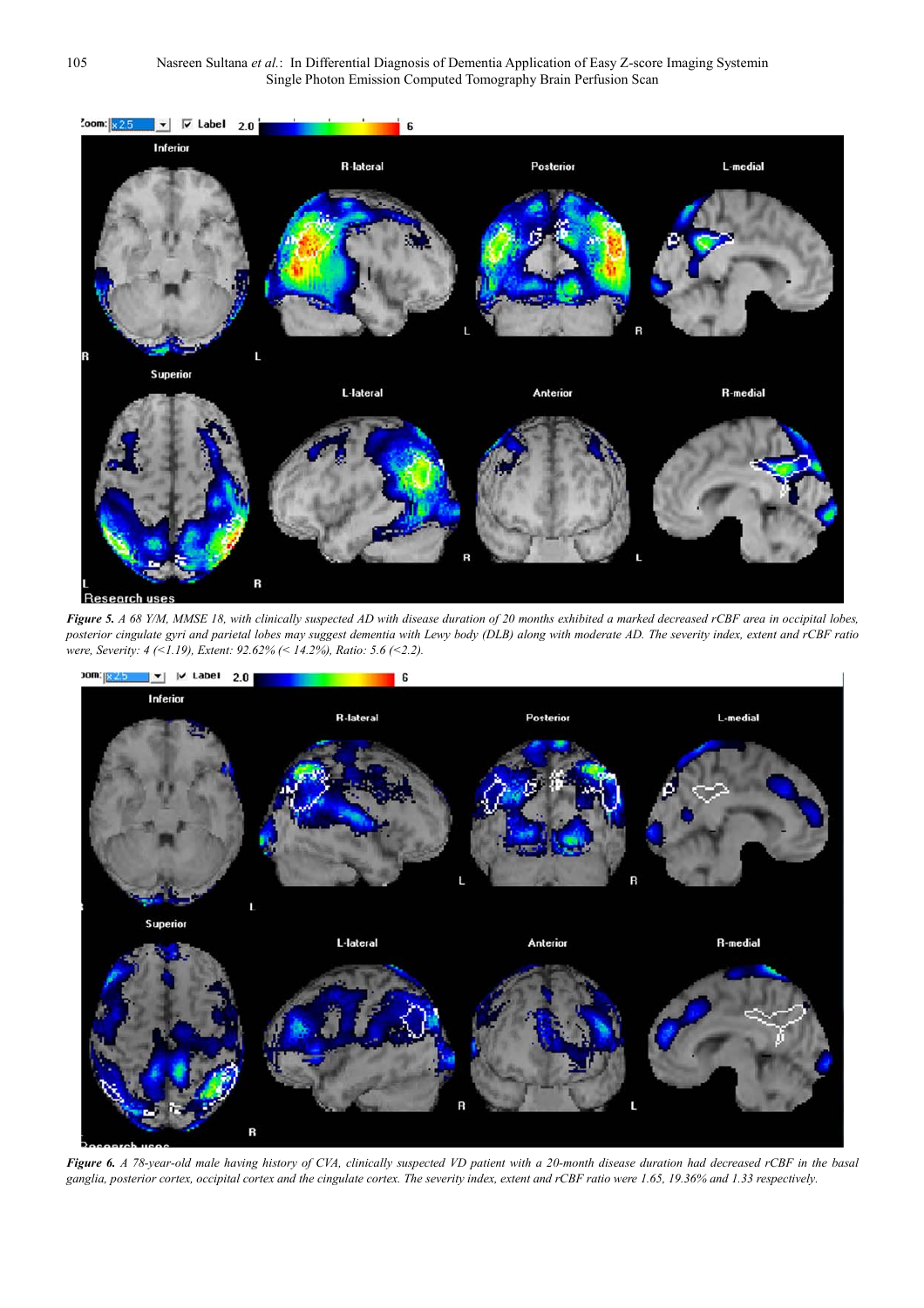*Figure 5. A 68 Y/M, MMSE 18, with clinically suspected AD with disease duration of 20 months exhibited a marked decreased rCBF area in occipital lobes, posterior cingulate gyri and parietal lobes may suggest dementia with Lewy body (DLB) along with moderate AD. The severity index, extent and rCBF ratio were, Severity: 4 (<1.19), Extent: 92.62% (< 14.2%), Ratio: 5.6 (<2.2).*

*Figure 6. A 78-year-old male having history of CVA, clinically suspected VD patient with a 20-month disease duration had decreased rCBF in the basal ganglia, posterior cortex, occipital cortex and the cingulate cortex. The severity index, extent and rCBF ratio were 1.65, 19.36% and 1.33 respectively.*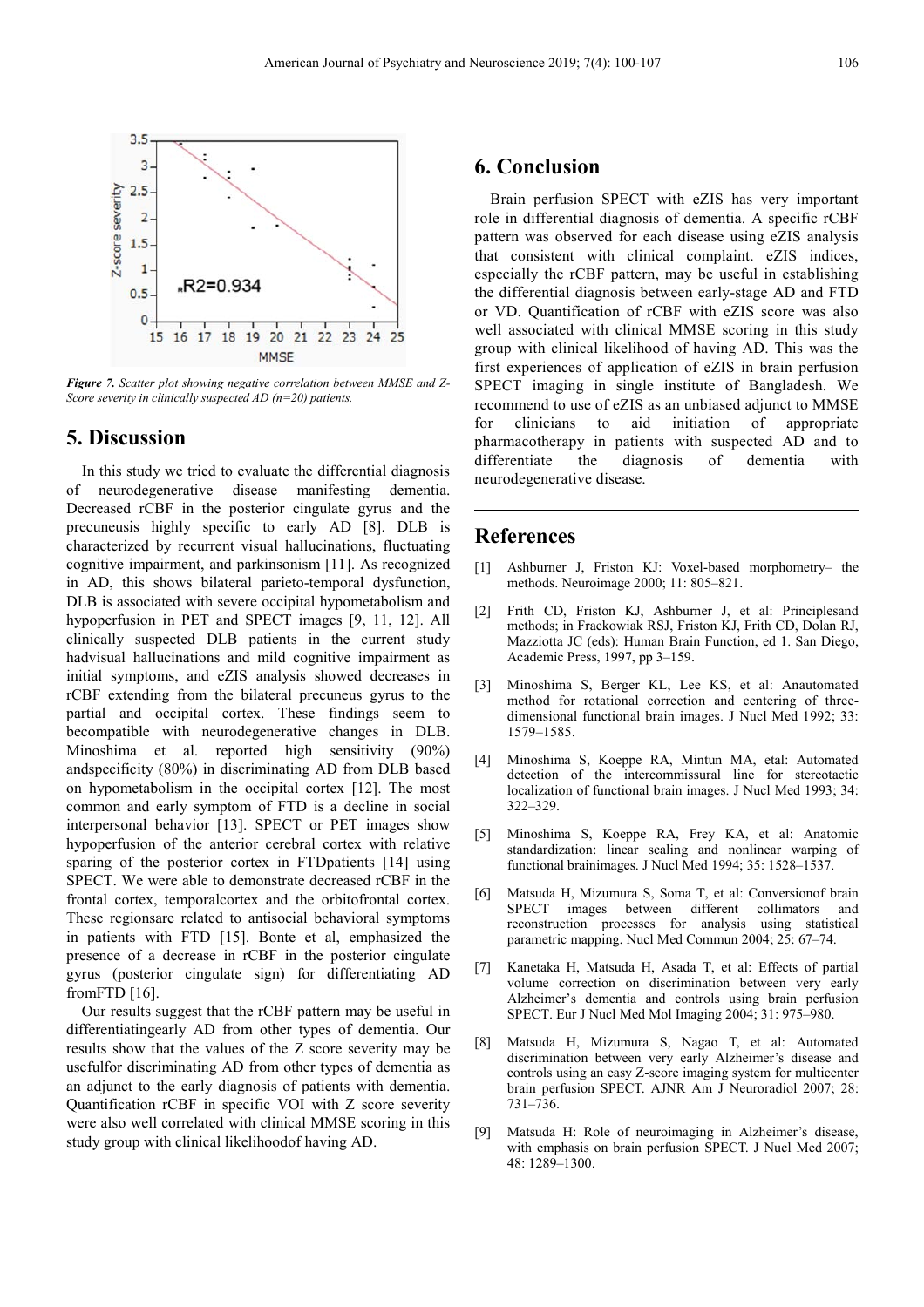*Figure 7. Scatter plot showing negative correlation between MMSE and Z-Score severity in clinically suspected AD (n=20) patients.*

## 5. Discussion

In this study we tried to evaluate the differential diagnosis of neurodegenerative disease manifesting dementia. Decreased rCBF in the posterior cingulate gyrus and the precuneusis highly specific to early AD [8]. DLB is characterized by recurrent visual hallucinations, fluctuating cognitive impairment, and parkinsonism [11]. As recognized in AD, this shows bilateral parieto-temporal dysfunction, DLB is associated with severe occipital hypometabolism and hypoperfusion in PET and SPECT images [9, 11, 12]. All clinically suspected DLB patients in the current study hadvisual hallucinations and mild cognitive impairment as initial symptoms, and eZIS analysis showed decreases in rCBF extending from the bilateral precuneus gyrus to the partial and occipital cortex. These findings seem to becompatible with neurodegenerative changes in DLB. Minoshima et al. reported high sensitivity (90%) andspecificity (80%) in discriminating AD from DLB based on hypometabolism in the occipital cortex [12]. The most common and early symptom of FTD is a decline in social interpersonal behavior [13]. SPECT or PET images show hypoperfusion of the anterior cerebral cortex with relative sparing of the posterior cortex in FTDpatients [14] using SPECT. We were able to demonstrate decreased rCBF in the frontal cortex, temporalcortex and the orbitofrontal cortex. These regionsare related to antisocial behavioral symptoms in patients with FTD [15]. Bonte et al, emphasized the presence of a decrease in rCBF in the posterior cingulate gyrus (posterior cingulate sign) for differentiating AD fromFTD [16].

Our results suggest that the rCBF pattern may be useful in differentiatingearly AD from other types of dementia. Our results show that the values of the Z score severity may be usefulfor discriminating AD from other types of dementia as an adjunct to the early diagnosis of patients with dementia. Quantification rCBF in specific VOI with Z score severity were also well correlated with clinical MMSE scoring in this study group with clinical likelihoodof having AD.

## 6. Conclusion

Brain perfusion SPECT with eZIS has very important role in differential diagnosis of dementia. A specific rCBF pattern was observed for each disease using eZIS analysis that consistent with clinical complaint. eZIS indices, especially the rCBF pattern, may be useful in establishing the differential diagnosis between early-stage AD and FTD or VD. Quantification of rCBF with eZIS score was also well associated with clinical MMSE scoring in this study group with clinical likelihood of having AD. This was the first experiences of application of eZIS in brain perfusion SPECT imaging in single institute of Bangladesh. We recommend to use of eZIS as an unbiased adjunct to MMSE for clinicians to aid initiation of appropriate pharmacotherapy in patients with suspected AD and to differentiate the diagnosis of dementia with neurodegenerative disease.

## References

[1] Ashburner J, Friston KJ: Voxel-based morphometry– the methods. Neuroimage 2000; 11: 805–821.

[2] Frith CD, Friston KJ, Ashburner J, et al: Principlesand methods; in Frackowiak RSJ, Friston KJ, Frith CD, Dolan RJ, Mazziotta JC (eds): Human Brain Function, ed 1. San Diego, Academic Press, 1997, pp 3–159.

[3] Minoshima S, Berger KL, Lee KS, et al: Anautomated method for rotational correction and centering of three-dimensional functional brain images. J Nucl Med 1992; 33: 1579–1585.

[4] Minoshima S, Koeppe RA, Mintun MA, etal: Automated detection of the intercommissural line for stereotactic localization of functional brain images. J Nucl Med 1993; 34: 322–329.

[5] Minoshima S, Koeppe RA, Frey KA, et al: Anatomic standardization: linear scaling and nonlinear warping of functional brainimages. J Nucl Med 1994; 35: 1528–1537.

[6] Matsuda H, Mizumura S, Soma T, et al: Conversionof brain SPECT images between different collimators and reconstruction processes for analysis using statistical parametric mapping. Nucl Med Commun 2004; 25: 67–74.

[7] Kanetaka H, Matsuda H, Asada T, et al: Effects of partial volume correction on discrimination between very early Alzheimer's dementia and controls using brain perfusion SPECT. Eur J Nucl Med Mol Imaging 2004; 31: 975–980.

[8] Matsuda H, Mizumura S, Nagao T, et al: Automated discrimination between very early Alzheimer's disease and controls using an easy Z-score imaging system for multicenter brain perfusion SPECT. AJNR Am J Neuroradiol 2007; 28: 731–736.

[9] Matsuda H: Role of neuroimaging in Alzheimer's disease, with emphasis on brain perfusion SPECT. J Nucl Med 2007; 48: 1289–1300.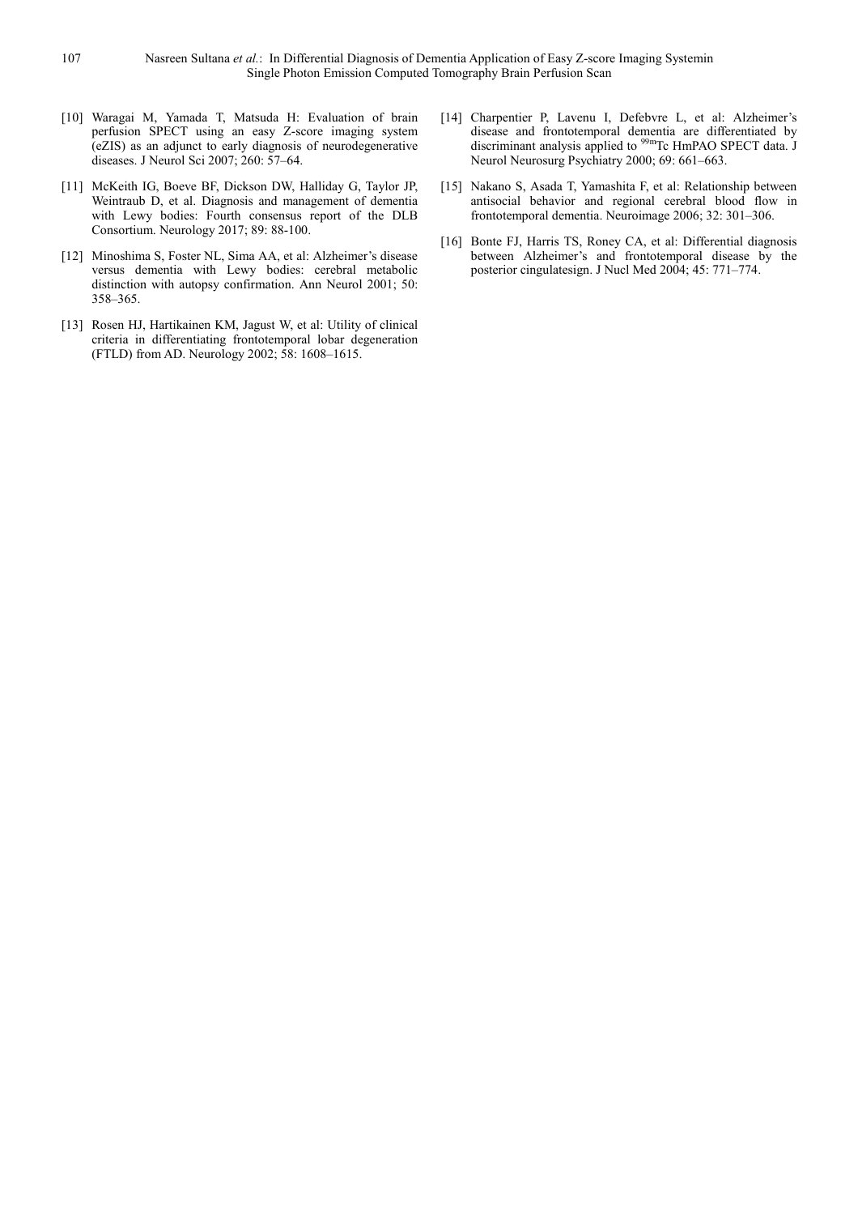[10] Waragai M, Yamada T, Matsuda H: Evaluation of brain perfusion SPECT using an easy Z-score imaging system (eZIS) as an adjunct to early diagnosis of neurodegenerative diseases. J Neurol Sci 2007; 260: 57–64.

[11] McKeith IG, Boeve BF, Dickson DW, Halliday G, Taylor JP, Weintraub D, et al. Diagnosis and management of dementia with Lewy bodies: Fourth consensus report of the DLB Consortium. Neurology 2017; 89: 88-100.

[12] Minoshima S, Foster NL, Sima AA, et al: Alzheimer's disease versus dementia with Lewy bodies: cerebral metabolic distinction with autopsy confirmation. Ann Neurol 2001; 50: 358–365.

[13] Rosen HJ, Hartikainen KM, Jagust W, et al: Utility of clinical criteria in differentiating frontotemporal lobar degeneration (FTLD) from AD. Neurology 2002; 58: 1608–1615.

[14] Charpentier P, Lavenu I, Defebvre L, et al: Alzheimer's disease and frontotemporal dementia are differentiated by discriminant analysis applied to $^{99m}$Tc HmPAO SPECT data. J Neurol Neurosurg Psychiatry 2000; 69: 661–663.

[15] Nakano S, Asada T, Yamashita F, et al: Relationship between antisocial behavior and regional cerebral blood flow in frontotemporal dementia. Neuroimage 2006; 32: 301–306.

[16] Bonte FJ, Harris TS, Roney CA, et al: Differential diagnosis between Alzheimer's and frontotemporal disease by the posterior cingulatesign. J Nucl Med 2004; 45: 771–774.